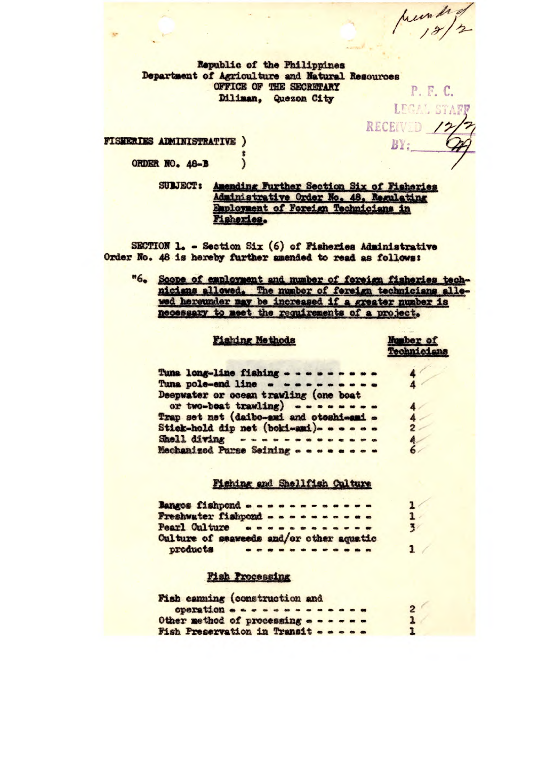Republic of the Philippines
Department of Agriculture and Natural Resources
OFFICE OF THE SECRETARY
Diliman, Quezon City

P. F. C.
LEGAL STAFF
RECEIVED 12/2
BY:

FISHERIES ADMINISTRATIVE )
:
ORDER NO. 48-B )

SUBJECT: Amending Further Section Six of Fisheries Administrative Order No. 48, Regulating Employment of Foreign Technicians in Fisheries.

SECTION 1. - Section Six (6) of Fisheries Administrative Order No. 48 is hereby further amended to read as follows:

"6. Scope of employment and number of foreign fisheries technicians allowed. The number of foreign technicians allowed hereunder may be increased if a greater number is necessary to meet the requirements of a project.

| Fishing Methods | Number of Technicians |
|---|---|
| Tuna long-line fishing - - - - - - - - - | 4 |
| Tuna pole-end line - - - - - - - - - - | 4 |
| Deepwater or ocean trawling (one boat or two-boat trawling) - - - - - - - - | 4 |
| Trap set net (daibo-ami and otoshi-ami - | 4 |
| Stick-hold dip net (boki-ami)- - - - - - | 2 |
| Shell diving - - - - - - - - - - - - | 4 |
| Mechanized Purse Seining - - - - - - - - | 6 |

| Fishing and Shellfish Culture | |
|---|---|
| Bangos fishpond - - - - - - - - - - - - | 1 |
| Freshwater fishpond - - - - - - - - - - | 1 |
| Pearl Culture - - - - - - - - - - - - | 3 |
| Culture of seaweeds and/or other aquatic products - - - - - - - - - - - - | 1 |

| Fish Processing | |
|---|---|
| Fish canning (construction and operation - - - - - - - - - - - - - | 2 |
| Other method of processing - - - - - - | 1 |
| Fish Preservation in Transit - - - - - | 1 |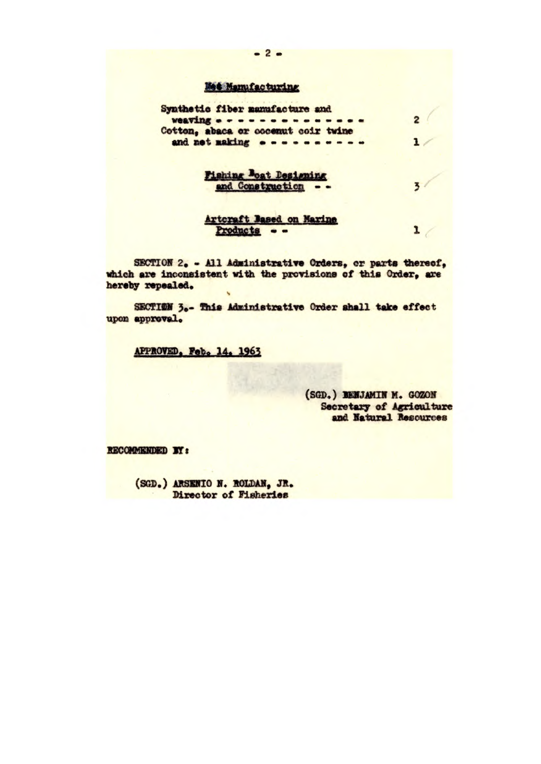Net Manufacturing

| | |
|---|---|
| Synthetic fiber manufacture and weaving - - - - - - - - - - - - - | 2 |
| Cotton, abaca or coconut coir twine and net making - - - - - - - - - - | 1 |
| Fishing Boat Designing and Construction - - | 3 |
| Artcraft Based on Marine Products - - | 1 |

SECTION 2. - All Administrative Orders, or parts thereof, which are inconsistent with the provisions of this Order, are hereby repealed.

SECTION 3.- This Administrative Order shall take effect upon approval.

APPROVED, Feb. 14, 1963

(SGD.) BENJAMIN M. GOZON
Secretary of Agriculture
and Natural Resources

RECOMMENDED BY:

(SGD.) ARSENIO N. ROLDAN, JR.
Director of Fisheries